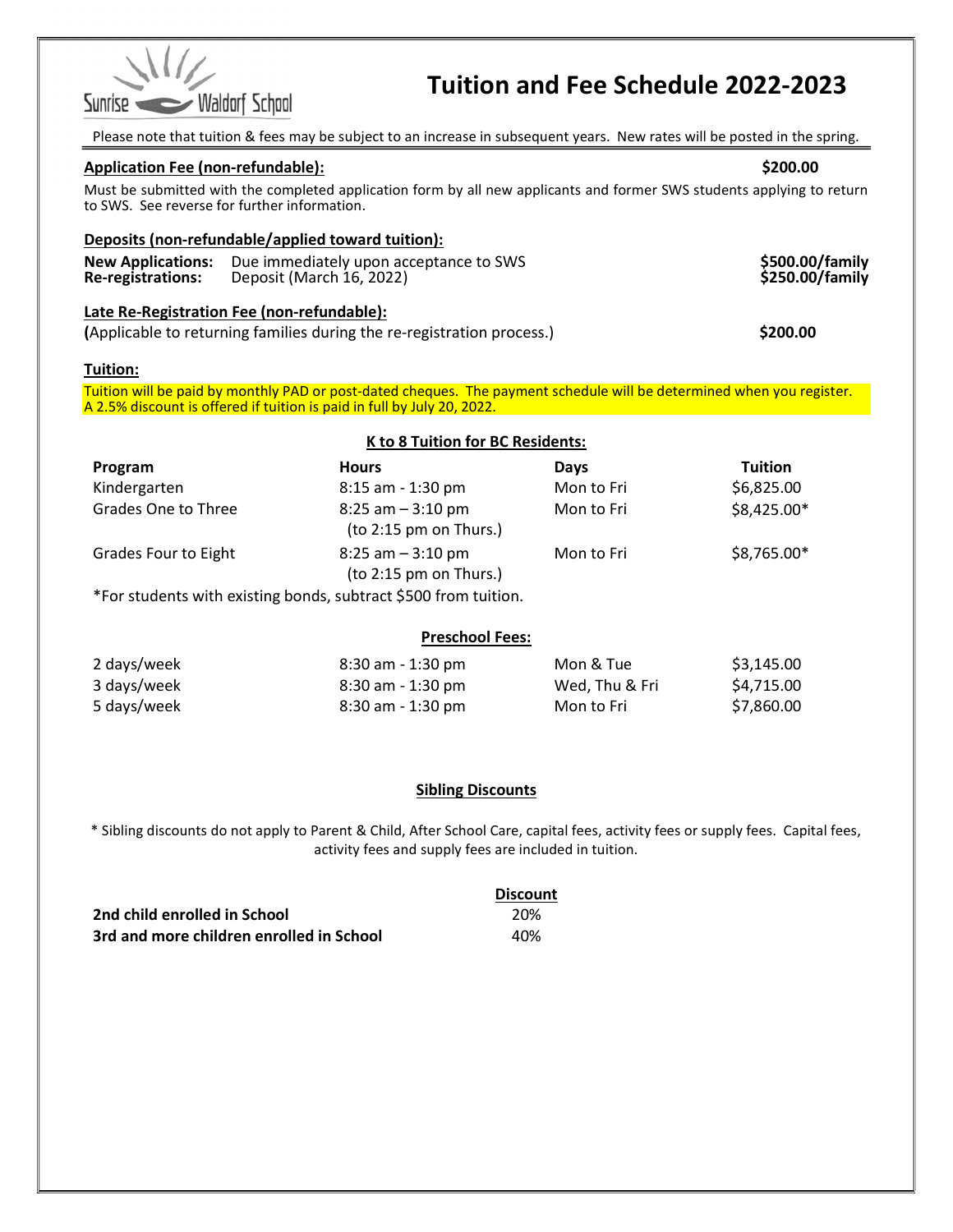Sunrise Waldorf School

# Tuition and Fee Schedule 2022-2023

Please note that tuition & fees may be subject to an increase in subsequent years. New rates will be posted in the spring.

**Application Fee (non-refundable):** **$200.00**

Must be submitted with the completed application form by all new applicants and former SWS students applying to return to SWS. See reverse for further information.

**Deposits (non-refundable/applied toward tuition):**

| | | |
|---|---|---|
| **New Applications:** | Due immediately upon acceptance to SWS | **$500.00/family** |
| **Re-registrations:** | Deposit (March 16, 2022) | **$250.00/family** |

**Late Re-Registration Fee (non-refundable):**

(Applicable to returning families during the re-registration process.) **$200.00**

**Tuition:**

Tuition will be paid by monthly PAD or post-dated cheques. The payment schedule will be determined when you register. A 2.5% discount is offered if tuition is paid in full by July 20, 2022.

**K to 8 Tuition for BC Residents:**

| Program | Hours | Days | Tuition |
|---|---|---|---|
| Kindergarten | 8:15 am - 1:30 pm | Mon to Fri | $6,825.00 |
| Grades One to Three | 8:25 am – 3:10 pm (to 2:15 pm on Thurs.) | Mon to Fri | $8,425.00* |
| Grades Four to Eight | 8:25 am – 3:10 pm (to 2:15 pm on Thurs.) | Mon to Fri | $8,765.00* |

*For students with existing bonds, subtract $500 from tuition.

**Preschool Fees:**

| | | | |
|---|---|---|---|
| 2 days/week | 8:30 am - 1:30 pm | Mon & Tue | $3,145.00 |
| 3 days/week | 8:30 am - 1:30 pm | Wed, Thu & Fri | $4,715.00 |
| 5 days/week | 8:30 am - 1:30 pm | Mon to Fri | $7,860.00 |

**Sibling Discounts**

* Sibling discounts do not apply to Parent & Child, After School Care, capital fees, activity fees or supply fees. Capital fees, activity fees and supply fees are included in tuition.

| | Discount |
|---|---|
| **2nd child enrolled in School** | 20% |
| **3rd and more children enrolled in School** | 40% |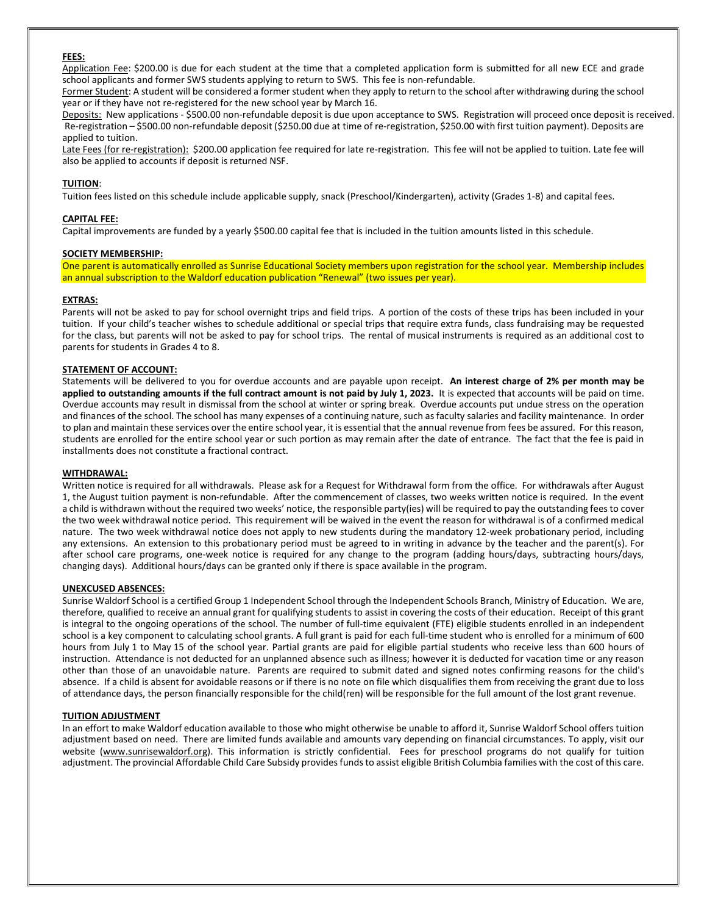**FEES:**

Application Fee: $200.00 is due for each student at the time that a completed application form is submitted for all new ECE and grade school applicants and former SWS students applying to return to SWS. This fee is non-refundable.

Former Student: A student will be considered a former student when they apply to return to the school after withdrawing during the school year or if they have not re-registered for the new school year by March 16.

Deposits: New applications - $500.00 non-refundable deposit is due upon acceptance to SWS. Registration will proceed once deposit is received. Re-registration – $500.00 non-refundable deposit ($250.00 due at time of re-registration, $250.00 with first tuition payment). Deposits are applied to tuition.

Late Fees (for re-registration): $200.00 application fee required for late re-registration. This fee will not be applied to tuition. Late fee will also be applied to accounts if deposit is returned NSF.

**TUITION**:

Tuition fees listed on this schedule include applicable supply, snack (Preschool/Kindergarten), activity (Grades 1-8) and capital fees.

**CAPITAL FEE:**

Capital improvements are funded by a yearly $500.00 capital fee that is included in the tuition amounts listed in this schedule.

**SOCIETY MEMBERSHIP:**

One parent is automatically enrolled as Sunrise Educational Society members upon registration for the school year. Membership includes an annual subscription to the Waldorf education publication "Renewal" (two issues per year).

**EXTRAS:**

Parents will not be asked to pay for school overnight trips and field trips. A portion of the costs of these trips has been included in your tuition. If your child's teacher wishes to schedule additional or special trips that require extra funds, class fundraising may be requested for the class, but parents will not be asked to pay for school trips. The rental of musical instruments is required as an additional cost to parents for students in Grades 4 to 8.

**STATEMENT OF ACCOUNT:**

Statements will be delivered to you for overdue accounts and are payable upon receipt. **An interest charge of 2% per month may be applied to outstanding amounts if the full contract amount is not paid by July 1, 2023.** It is expected that accounts will be paid on time. Overdue accounts may result in dismissal from the school at winter or spring break. Overdue accounts put undue stress on the operation and finances of the school. The school has many expenses of a continuing nature, such as faculty salaries and facility maintenance. In order to plan and maintain these services over the entire school year, it is essential that the annual revenue from fees be assured. For this reason, students are enrolled for the entire school year or such portion as may remain after the date of entrance. The fact that the fee is paid in installments does not constitute a fractional contract.

**WITHDRAWAL:**

Written notice is required for all withdrawals. Please ask for a Request for Withdrawal form from the office. For withdrawals after August 1, the August tuition payment is non-refundable. After the commencement of classes, two weeks written notice is required. In the event a child is withdrawn without the required two weeks' notice, the responsible party(ies) will be required to pay the outstanding fees to cover the two week withdrawal notice period. This requirement will be waived in the event the reason for withdrawal is of a confirmed medical nature. The two week withdrawal notice does not apply to new students during the mandatory 12-week probationary period, including any extensions. An extension to this probationary period must be agreed to in writing in advance by the teacher and the parent(s). For after school care programs, one-week notice is required for any change to the program (adding hours/days, subtracting hours/days, changing days). Additional hours/days can be granted only if there is space available in the program.

**UNEXCUSED ABSENCES:**

Sunrise Waldorf School is a certified Group 1 Independent School through the Independent Schools Branch, Ministry of Education. We are, therefore, qualified to receive an annual grant for qualifying students to assist in covering the costs of their education. Receipt of this grant is integral to the ongoing operations of the school. The number of full-time equivalent (FTE) eligible students enrolled in an independent school is a key component to calculating school grants. A full grant is paid for each full-time student who is enrolled for a minimum of 600 hours from July 1 to May 15 of the school year. Partial grants are paid for eligible partial students who receive less than 600 hours of instruction. Attendance is not deducted for an unplanned absence such as illness; however it is deducted for vacation time or any reason other than those of an unavoidable nature. Parents are required to submit dated and signed notes confirming reasons for the child's absence. If a child is absent for avoidable reasons or if there is no note on file which disqualifies them from receiving the grant due to loss of attendance days, the person financially responsible for the child(ren) will be responsible for the full amount of the lost grant revenue.

**TUITION ADJUSTMENT**

In an effort to make Waldorf education available to those who might otherwise be unable to afford it, Sunrise Waldorf School offers tuition adjustment based on need. There are limited funds available and amounts vary depending on financial circumstances. To apply, visit our website (www.sunrisewaldorf.org). This information is strictly confidential. Fees for preschool programs do not qualify for tuition adjustment. The provincial Affordable Child Care Subsidy provides funds to assist eligible British Columbia families with the cost of this care.